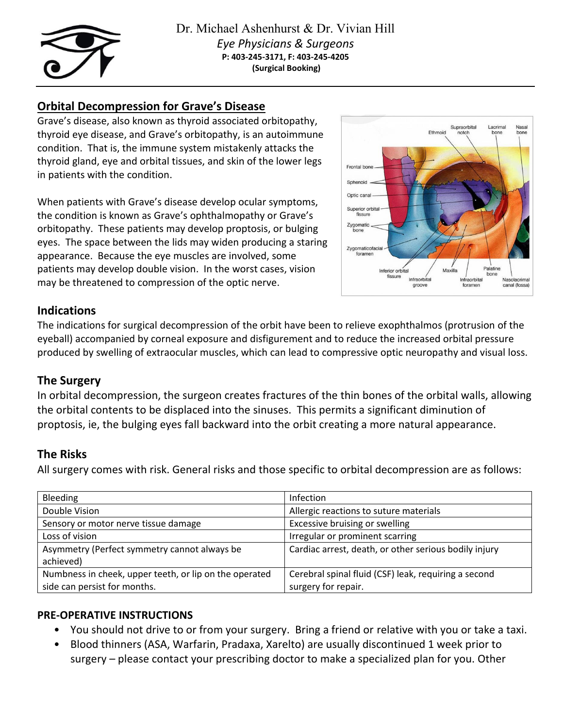Dr. Michael Ashenhurst & Dr. Vivian Hill

*Eye Physicians & Surgeons*

**P: 403-245-3171, F: 403-245-4205**

**(Surgical Booking)**

## Orbital Decompression for Grave's Disease

Grave's disease, also known as thyroid associated orbitopathy, thyroid eye disease, and Grave's orbitopathy, is an autoimmune condition. That is, the immune system mistakenly attacks the thyroid gland, eye and orbital tissues, and skin of the lower legs in patients with the condition.

When patients with Grave's disease develop ocular symptoms, the condition is known as Grave's ophthalmopathy or Grave's orbitopathy. These patients may develop proptosis, or bulging eyes. The space between the lids may widen producing a staring appearance. Because the eye muscles are involved, some patients may develop double vision. In the worst cases, vision may be threatened to compression of the optic nerve.

### Indications

The indications for surgical decompression of the orbit have been to relieve exophthalmos (protrusion of the eyeball) accompanied by corneal exposure and disfigurement and to reduce the increased orbital pressure produced by swelling of extraocular muscles, which can lead to compressive optic neuropathy and visual loss.

### The Surgery

In orbital decompression, the surgeon creates fractures of the thin bones of the orbital walls, allowing the orbital contents to be displaced into the sinuses. This permits a significant diminution of proptosis, ie, the bulging eyes fall backward into the orbit creating a more natural appearance.

### The Risks

All surgery comes with risk. General risks and those specific to orbital decompression are as follows:

| | |
|---|---|
| Bleeding | Infection |
| Double Vision | Allergic reactions to suture materials |
| Sensory or motor nerve tissue damage | Excessive bruising or swelling |
| Loss of vision | Irregular or prominent scarring |
| Asymmetry (Perfect symmetry cannot always be achieved) | Cardiac arrest, death, or other serious bodily injury |
| Numbness in cheek, upper teeth, or lip on the operated side can persist for months. | Cerebral spinal fluid (CSF) leak, requiring a second surgery for repair. |

**PRE-OPERATIVE INSTRUCTIONS**

- You should not drive to or from your surgery. Bring a friend or relative with you or take a taxi.
- Blood thinners (ASA, Warfarin, Pradaxa, Xarelto) are usually discontinued 1 week prior to surgery – please contact your prescribing doctor to make a specialized plan for you. Other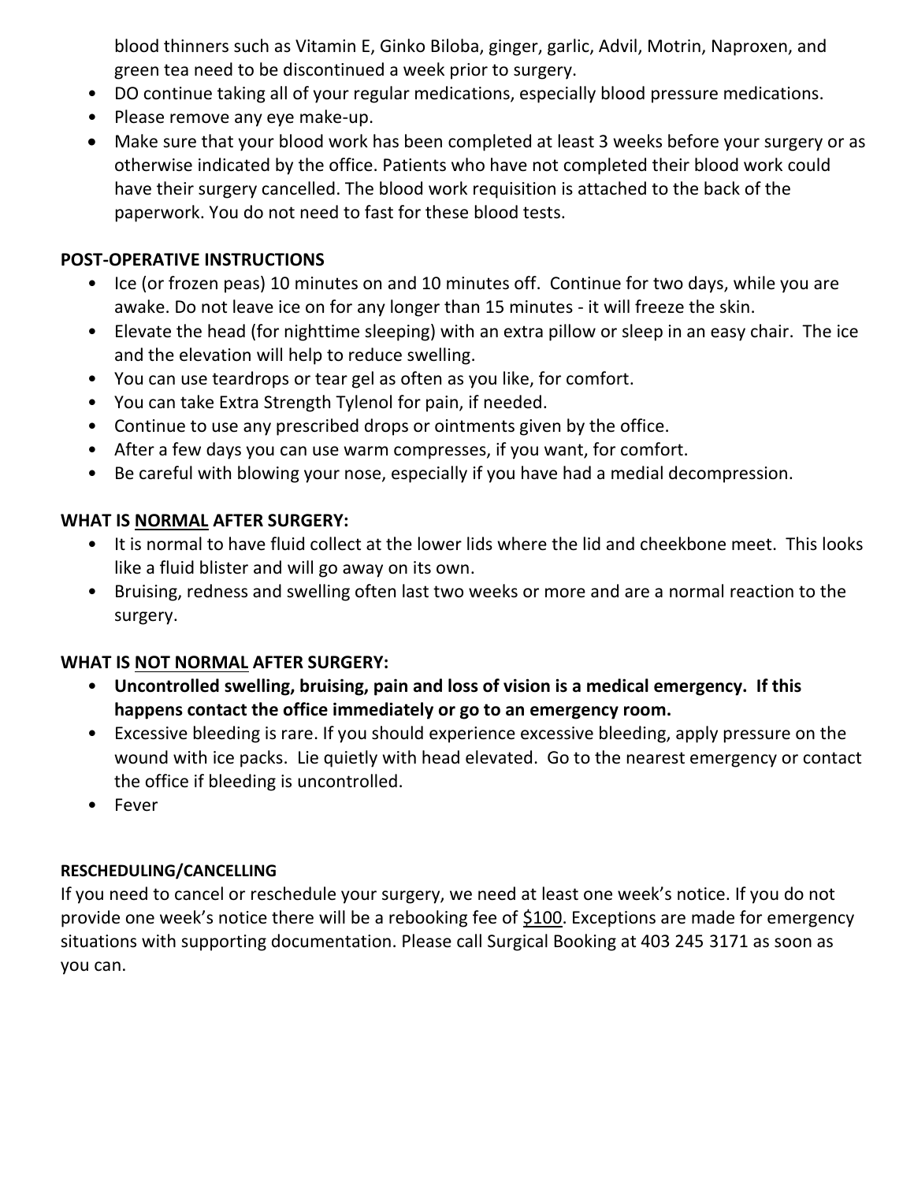blood thinners such as Vitamin E, Ginko Biloba, ginger, garlic, Advil, Motrin, Naproxen, and green tea need to be discontinued a week prior to surgery.

- DO continue taking all of your regular medications, especially blood pressure medications.
- Please remove any eye make-up.
- Make sure that your blood work has been completed at least 3 weeks before your surgery or as otherwise indicated by the office. Patients who have not completed their blood work could have their surgery cancelled. The blood work requisition is attached to the back of the paperwork. You do not need to fast for these blood tests.

**POST-OPERATIVE INSTRUCTIONS**

- Ice (or frozen peas) 10 minutes on and 10 minutes off. Continue for two days, while you are awake. Do not leave ice on for any longer than 15 minutes - it will freeze the skin.
- Elevate the head (for nighttime sleeping) with an extra pillow or sleep in an easy chair. The ice and the elevation will help to reduce swelling.
- You can use teardrops or tear gel as often as you like, for comfort.
- You can take Extra Strength Tylenol for pain, if needed.
- Continue to use any prescribed drops or ointments given by the office.
- After a few days you can use warm compresses, if you want, for comfort.
- Be careful with blowing your nose, especially if you have had a medial decompression.

**WHAT IS <u>NORMAL</u> AFTER SURGERY:**

- It is normal to have fluid collect at the lower lids where the lid and cheekbone meet. This looks like a fluid blister and will go away on its own.
- Bruising, redness and swelling often last two weeks or more and are a normal reaction to the surgery.

**WHAT IS <u>NOT NORMAL</u> AFTER SURGERY:**

- **Uncontrolled swelling, bruising, pain and loss of vision is a medical emergency. If this happens contact the office immediately or go to an emergency room.**
- Excessive bleeding is rare. If you should experience excessive bleeding, apply pressure on the wound with ice packs. Lie quietly with head elevated. Go to the nearest emergency or contact the office if bleeding is uncontrolled.
- Fever

**RESCHEDULING/CANCELLING**

If you need to cancel or reschedule your surgery, we need at least one week's notice. If you do not provide one week's notice there will be a rebooking fee of <u>$100</u>. Exceptions are made for emergency situations with supporting documentation. Please call Surgical Booking at 403 245 3171 as soon as you can.